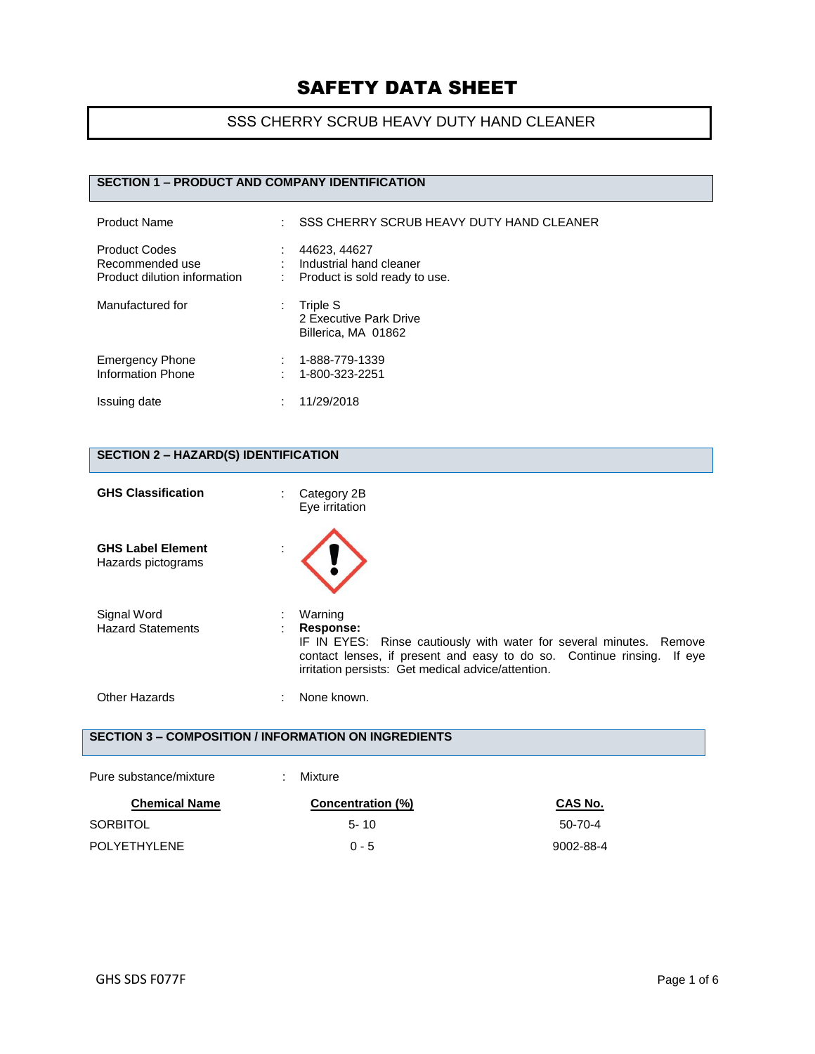# SAFETY DATA SHEET

SSS CHERRY SCRUB HEAVY DUTY HAND CLEANER

## SECTION 1 – PRODUCT AND COMPANY IDENTIFICATION

Product Name : SSS CHERRY SCRUB HEAVY DUTY HAND CLEANER

Product Codes : 44623, 44627
Recommended use : Industrial hand cleaner
Product dilution information : Product is sold ready to use.

Manufactured for : Triple S
2 Executive Park Drive
Billerica, MA 01862

Emergency Phone : 1-888-779-1339
Information Phone : 1-800-323-2251

Issuing date : 11/29/2018

## SECTION 2 – HAZARD(S) IDENTIFICATION

**GHS Classification** : Category 2B
Eye irritation

**GHS Label Element**
Hazards pictograms :

Signal Word : Warning
Hazard Statements : **Response:**
IF IN EYES: Rinse cautiously with water for several minutes. Remove contact lenses, if present and easy to do so. Continue rinsing. If eye irritation persists: Get medical advice/attention.

Other Hazards : None known.

## SECTION 3 – COMPOSITION / INFORMATION ON INGREDIENTS

Pure substance/mixture : Mixture

| Chemical Name | Concentration (%) | CAS No. |
|---|---|---|
| SORBITOL | 5- 10 | 50-70-4 |
| POLYETHYLENE | 0 - 5 | 9002-88-4 |

GHS SDS F077F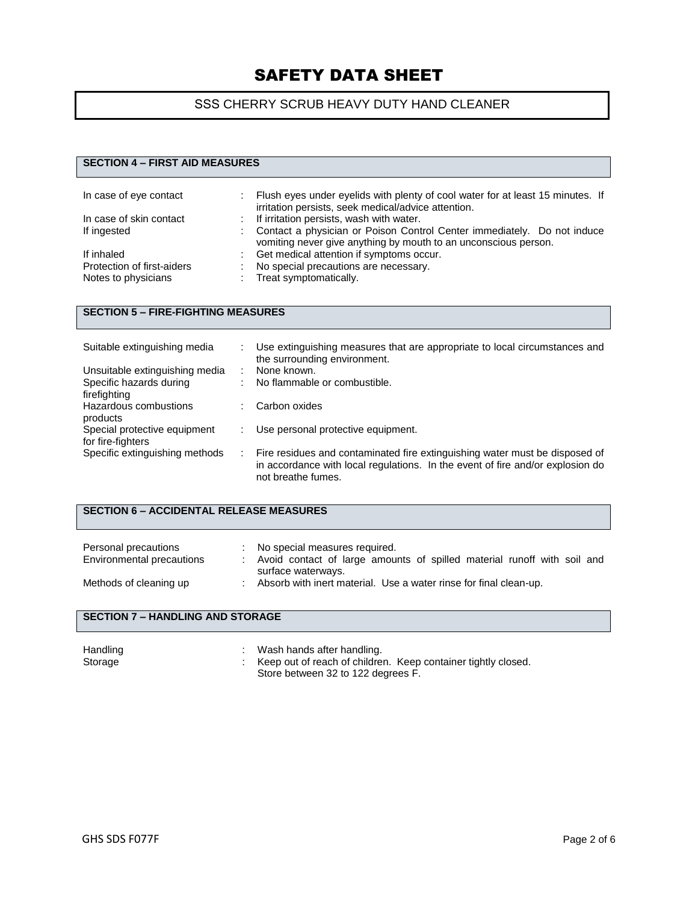# SAFETY DATA SHEET

## SSS CHERRY SCRUB HEAVY DUTY HAND CLEANER

### SECTION 4 – FIRST AID MEASURES

| | |
|---|---|
| In case of eye contact | : Flush eyes under eyelids with plenty of cool water for at least 15 minutes. If irritation persists, seek medical/advice attention. |
| In case of skin contact | : If irritation persists, wash with water. |
| If ingested | : Contact a physician or Poison Control Center immediately. Do not induce vomiting never give anything by mouth to an unconscious person. |
| If inhaled | : Get medical attention if symptoms occur. |
| Protection of first-aiders | : No special precautions are necessary. |
| Notes to physicians | : Treat symptomatically. |

### SECTION 5 – FIRE-FIGHTING MEASURES

| | |
|---|---|
| Suitable extinguishing media | : Use extinguishing measures that are appropriate to local circumstances and the surrounding environment. |
| Unsuitable extinguishing media | : None known. |
| Specific hazards during firefighting | : No flammable or combustible. |
| Hazardous combustions products | : Carbon oxides |
| Special protective equipment for fire-fighters | : Use personal protective equipment. |
| Specific extinguishing methods | : Fire residues and contaminated fire extinguishing water must be disposed of in accordance with local regulations. In the event of fire and/or explosion do not breathe fumes. |

### SECTION 6 – ACCIDENTAL RELEASE MEASURES

| | |
|---|---|
| Personal precautions | : No special measures required. |
| Environmental precautions | : Avoid contact of large amounts of spilled material runoff with soil and surface waterways. |
| Methods of cleaning up | : Absorb with inert material. Use a water rinse for final clean-up. |

### SECTION 7 – HANDLING AND STORAGE

| | |
|---|---|
| Handling | : Wash hands after handling. |
| Storage | : Keep out of reach of children. Keep container tightly closed. Store between 32 to 122 degrees F. |

GHS SDS F077F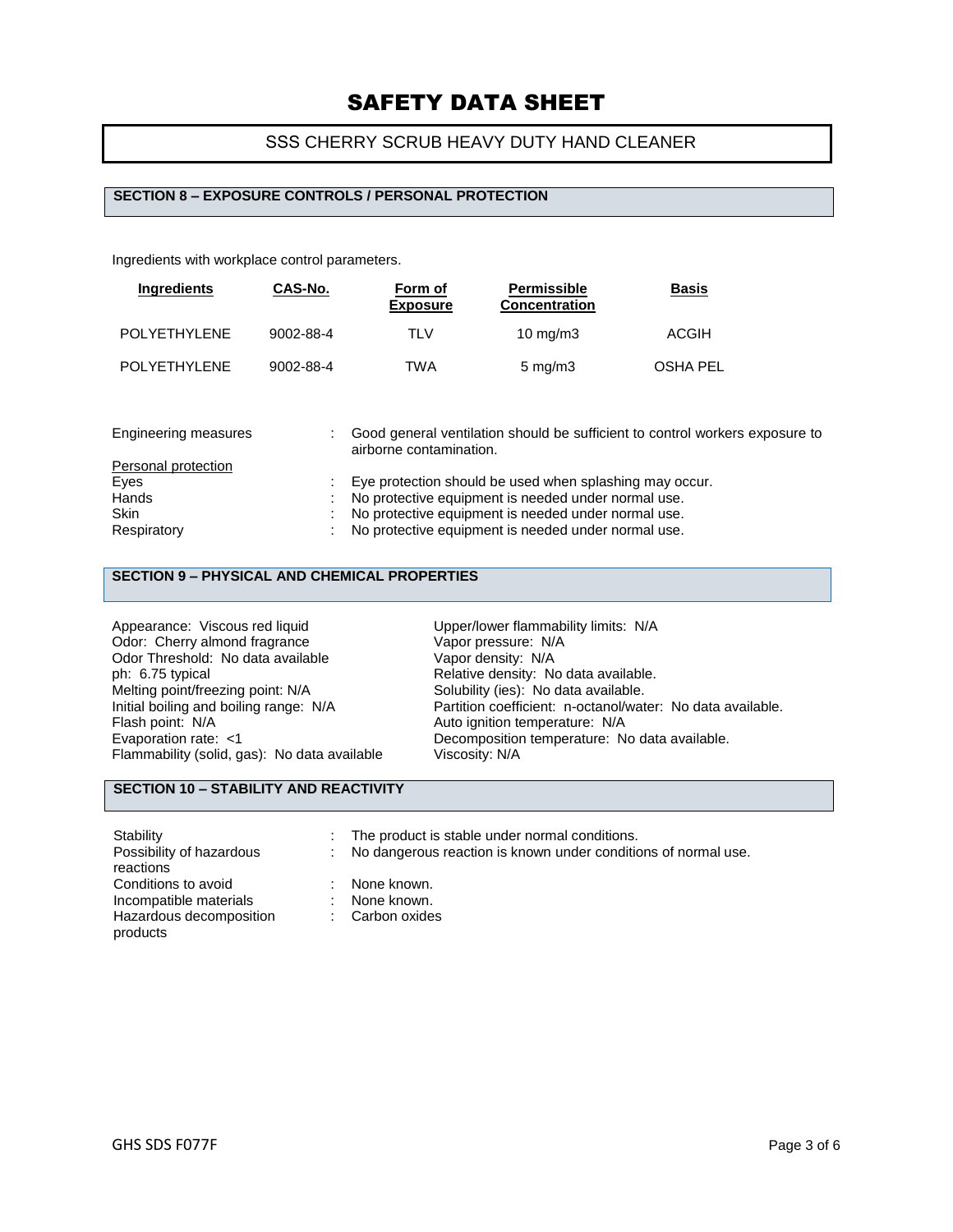# SAFETY DATA SHEET

SSS CHERRY SCRUB HEAVY DUTY HAND CLEANER

## SECTION 8 – EXPOSURE CONTROLS / PERSONAL PROTECTION

Ingredients with workplace control parameters.

| Ingredients | CAS-No. | Form of Exposure | Permissible Concentration | Basis |
|---|---|---|---|---|
| POLYETHYLENE | 9002-88-4 | TLV | 10 mg/m3 | ACGIH |
| POLYETHYLENE | 9002-88-4 | TWA | 5 mg/m3 | OSHA PEL |

Engineering measures : Good general ventilation should be sufficient to control workers exposure to airborne contamination.

Personal protection

- Eyes : Eye protection should be used when splashing may occur.
- Hands : No protective equipment is needed under normal use.
- Skin : No protective equipment is needed under normal use.
- Respiratory : No protective equipment is needed under normal use.

## SECTION 9 – PHYSICAL AND CHEMICAL PROPERTIES

Appearance: Viscous red liquid
Odor: Cherry almond fragrance
Odor Threshold: No data available
ph: 6.75 typical
Melting point/freezing point: N/A
Initial boiling and boiling range: N/A
Flash point: N/A
Evaporation rate: <1
Flammability (solid, gas): No data available

Upper/lower flammability limits: N/A
Vapor pressure: N/A
Vapor density: N/A
Relative density: No data available.
Solubility (ies): No data available.
Partition coefficient: n-octanol/water: No data available.
Auto ignition temperature: N/A
Decomposition temperature: No data available.
Viscosity: N/A

## SECTION 10 – STABILITY AND REACTIVITY

- Stability : The product is stable under normal conditions.
- Possibility of hazardous reactions : No dangerous reaction is known under conditions of normal use.
- Conditions to avoid : None known.
- Incompatible materials : None known.
- Hazardous decomposition products : Carbon oxides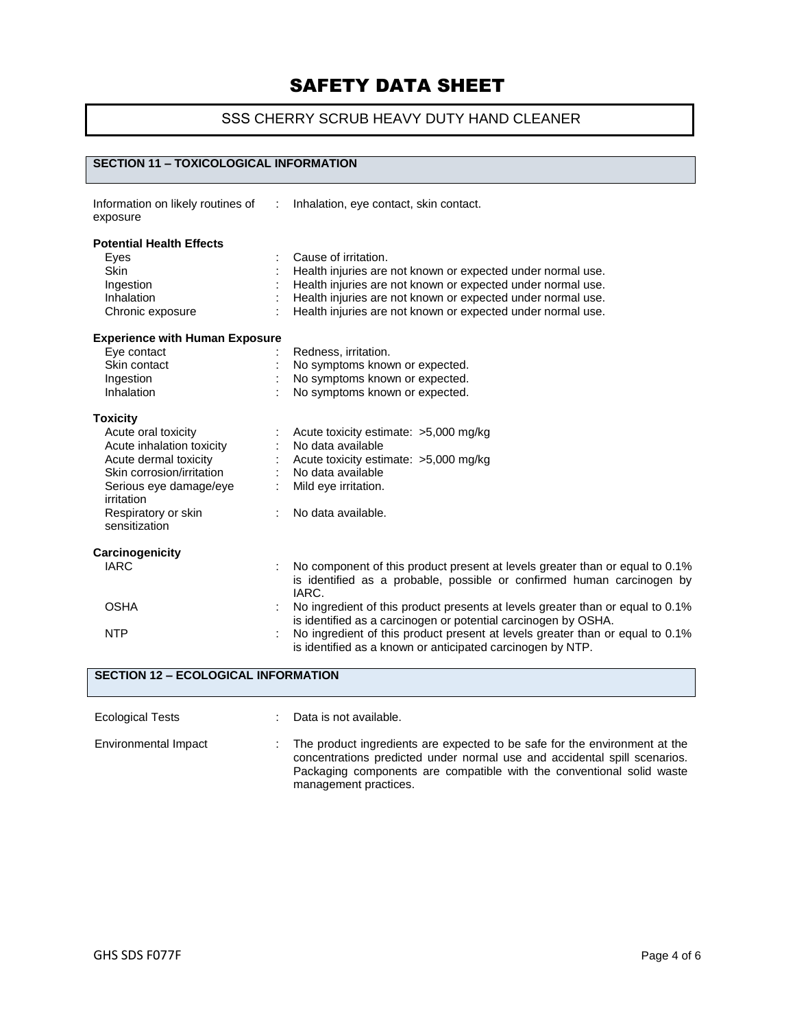# SAFETY DATA SHEET

## SSS CHERRY SCRUB HEAVY DUTY HAND CLEANER

## SECTION 11 – TOXICOLOGICAL INFORMATION

Information on likely routines of exposure : Inhalation, eye contact, skin contact.

**Potential Health Effects**

| | | |
|---|---|---|
| Eyes | : | Cause of irritation. |
| Skin | : | Health injuries are not known or expected under normal use. |
| Ingestion | : | Health injuries are not known or expected under normal use. |
| Inhalation | : | Health injuries are not known or expected under normal use. |
| Chronic exposure | : | Health injuries are not known or expected under normal use. |

**Experience with Human Exposure**

| | | |
|---|---|---|
| Eye contact | : | Redness, irritation. |
| Skin contact | : | No symptoms known or expected. |
| Ingestion | : | No symptoms known or expected. |
| Inhalation | : | No symptoms known or expected. |

**Toxicity**

| | | |
|---|---|---|
| Acute oral toxicity | : | Acute toxicity estimate: >5,000 mg/kg |
| Acute inhalation toxicity | : | No data available |
| Acute dermal toxicity | : | Acute toxicity estimate: >5,000 mg/kg |
| Skin corrosion/irritation | : | No data available |
| Serious eye damage/eye irritation | : | Mild eye irritation. |
| Respiratory or skin sensitization | : | No data available. |

**Carcinogenicity**

| | | |
|---|---|---|
| IARC | : | No component of this product present at levels greater than or equal to 0.1% is identified as a probable, possible or confirmed human carcinogen by IARC. |
| OSHA | : | No ingredient of this product presents at levels greater than or equal to 0.1% is identified as a carcinogen or potential carcinogen by OSHA. |
| NTP | : | No ingredient of this product present at levels greater than or equal to 0.1% is identified as a known or anticipated carcinogen by NTP. |

## SECTION 12 – ECOLOGICAL INFORMATION

| | | |
|---|---|---|
| Ecological Tests | : | Data is not available. |
| Environmental Impact | : | The product ingredients are expected to be safe for the environment at the concentrations predicted under normal use and accidental spill scenarios. Packaging components are compatible with the conventional solid waste management practices. |

GHS SDS F077F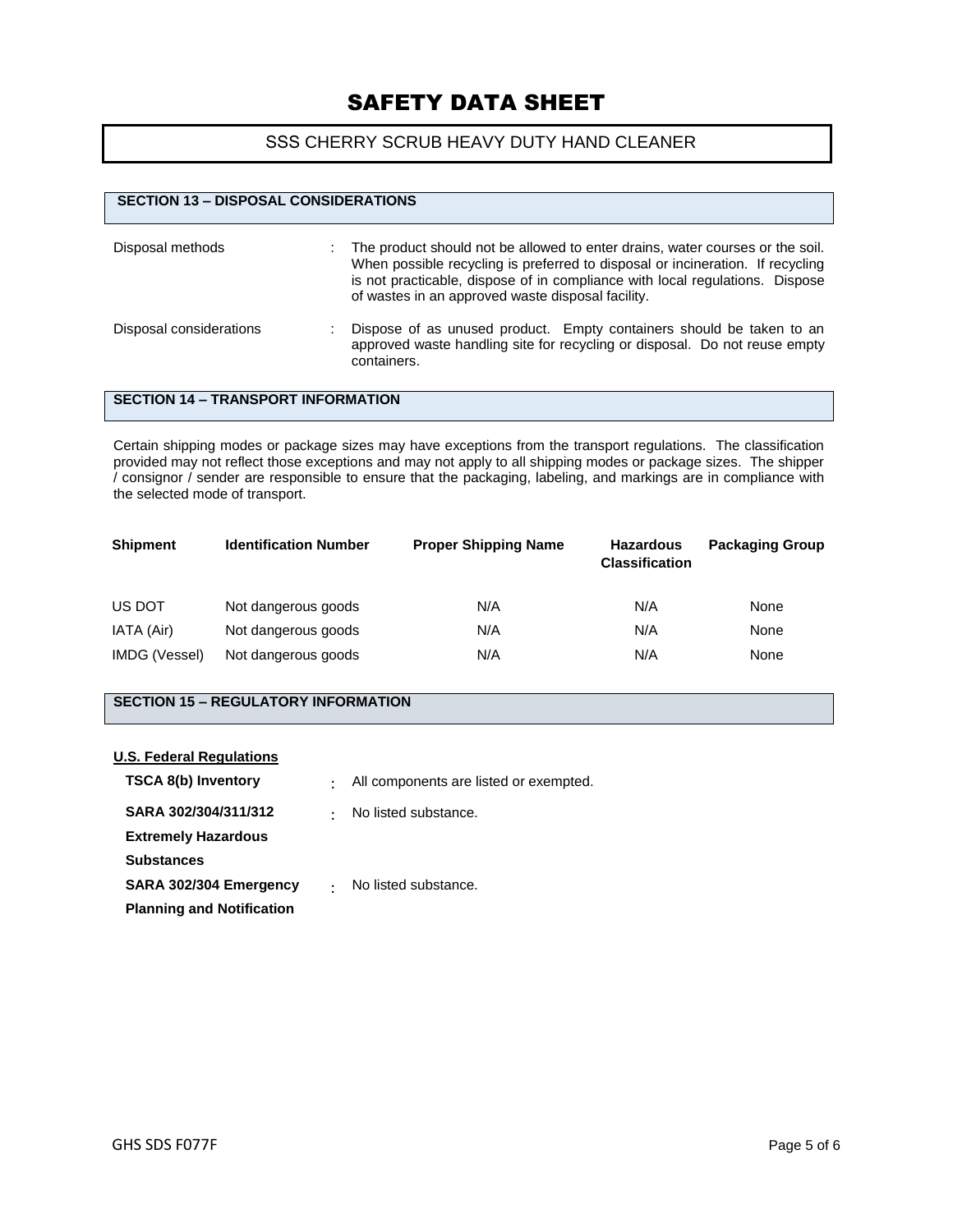# SAFETY DATA SHEET

## SSS CHERRY SCRUB HEAVY DUTY HAND CLEANER

### SECTION 13 – DISPOSAL CONSIDERATIONS

Disposal methods : The product should not be allowed to enter drains, water courses or the soil. When possible recycling is preferred to disposal or incineration. If recycling is not practicable, dispose of in compliance with local regulations. Dispose of wastes in an approved waste disposal facility.

Disposal considerations : Dispose of as unused product. Empty containers should be taken to an approved waste handling site for recycling or disposal. Do not reuse empty containers.

### SECTION 14 – TRANSPORT INFORMATION

Certain shipping modes or package sizes may have exceptions from the transport regulations. The classification provided may not reflect those exceptions and may not apply to all shipping modes or package sizes. The shipper / consignor / sender are responsible to ensure that the packaging, labeling, and markings are in compliance with the selected mode of transport.

| Shipment | Identification Number | Proper Shipping Name | Hazardous Classification | Packaging Group |
| --- | --- | --- | --- | --- |
| US DOT | Not dangerous goods | N/A | N/A | None |
| IATA (Air) | Not dangerous goods | N/A | N/A | None |
| IMDG (Vessel) | Not dangerous goods | N/A | N/A | None |

### SECTION 15 – REGULATORY INFORMATION

**U.S. Federal Regulations**

**TSCA 8(b) Inventory** : All components are listed or exempted.

**SARA 302/304/311/312 Extremely Hazardous Substances** : No listed substance.

**SARA 302/304 Emergency Planning and Notification** : No listed substance.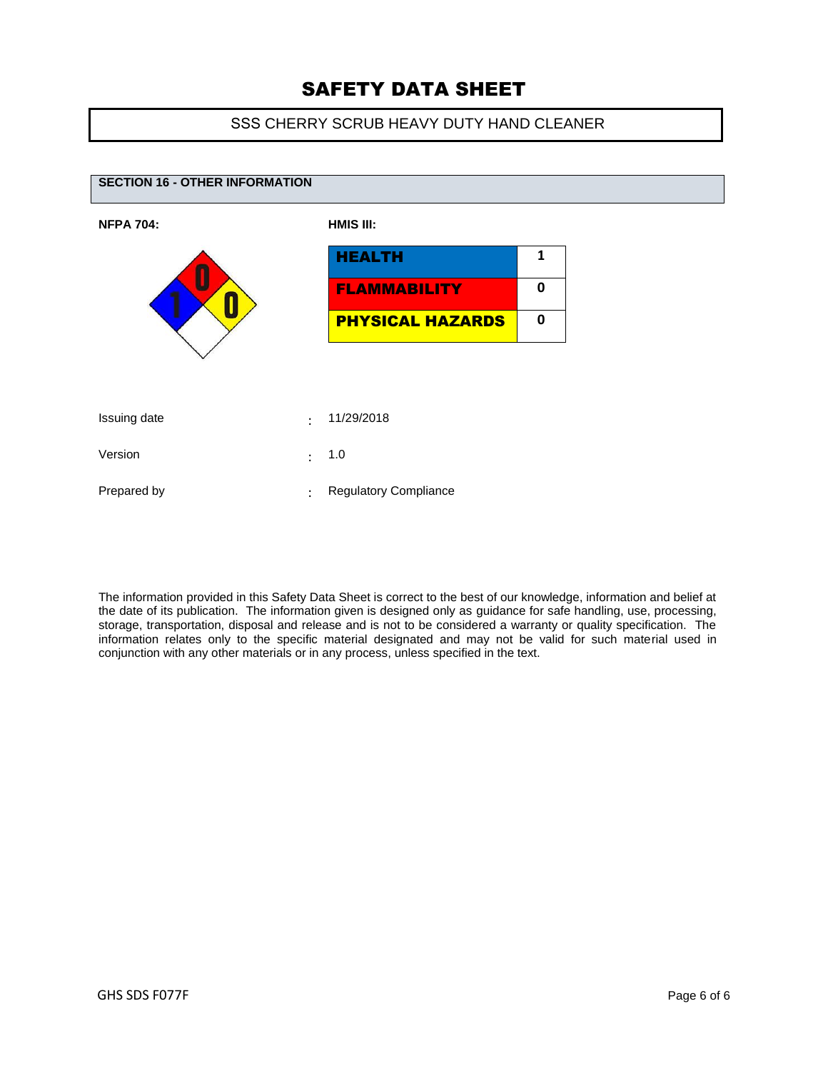# SAFETY DATA SHEET

SSS CHERRY SCRUB HEAVY DUTY HAND CLEANER

## SECTION 16 - OTHER INFORMATION

**NFPA 704:**

0

1

0

**HMIS III:**

| | |
|---|---|
| HEALTH | 1 |
| FLAMMABILITY | 0 |
| PHYSICAL HAZARDS | 0 |

| | | |
|---|---|---|
| Issuing date | : | 11/29/2018 |
| Version | : | 1.0 |
| Prepared by | : | Regulatory Compliance |

The information provided in this Safety Data Sheet is correct to the best of our knowledge, information and belief at the date of its publication. The information given is designed only as guidance for safe handling, use, processing, storage, transportation, disposal and release and is not to be considered a warranty or quality specification. The information relates only to the specific material designated and may not be valid for such material used in conjunction with any other materials or in any process, unless specified in the text.

GHS SDS F077F